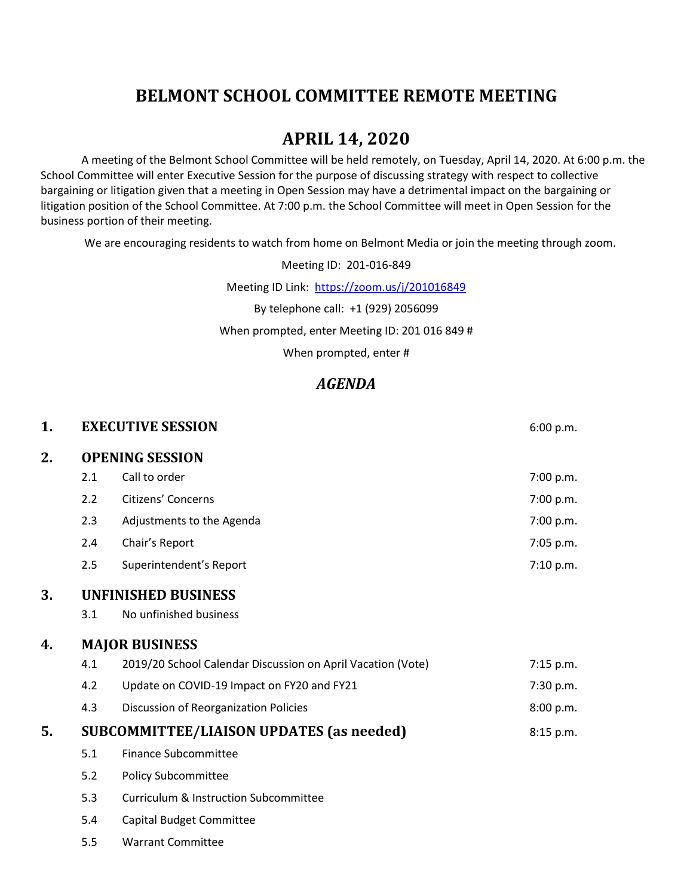# BELMONT SCHOOL COMMITTEE REMOTE MEETING

## APRIL 14, 2020

A meeting of the Belmont School Committee will be held remotely, on Tuesday, April 14, 2020. At 6:00 p.m. the School Committee will enter Executive Session for the purpose of discussing strategy with respect to collective bargaining or litigation given that a meeting in Open Session may have a detrimental impact on the bargaining or litigation position of the School Committee. At 7:00 p.m. the School Committee will meet in Open Session for the business portion of their meeting.

We are encouraging residents to watch from home on Belmont Media or join the meeting through zoom.

Meeting ID: 201-016-849

Meeting ID Link: https://zoom.us/j/201016849

By telephone call: +1 (929) 2056099

When prompted, enter Meeting ID: 201 016 849 #

When prompted, enter #

## *AGENDA*

| | | | |
|---|---|---|---|
| **1.** | **EXECUTIVE SESSION** | | 6:00 p.m. |
| **2.** | **OPENING SESSION** | | |
| | 2.1 | Call to order | 7:00 p.m. |
| | 2.2 | Citizens' Concerns | 7:00 p.m. |
| | 2.3 | Adjustments to the Agenda | 7:00 p.m. |
| | 2.4 | Chair's Report | 7:05 p.m. |
| | 2.5 | Superintendent's Report | 7:10 p.m. |
| **3.** | **UNFINISHED BUSINESS** | | |
| | 3.1 | No unfinished business | |
| **4.** | **MAJOR BUSINESS** | | |
| | 4.1 | 2019/20 School Calendar Discussion on April Vacation (Vote) | 7:15 p.m. |
| | 4.2 | Update on COVID-19 Impact on FY20 and FY21 | 7:30 p.m. |
| | 4.3 | Discussion of Reorganization Policies | 8:00 p.m. |
| **5.** | **SUBCOMMITTEE/LIAISON UPDATES (as needed)** | | 8:15 p.m. |
| | 5.1 | Finance Subcommittee | |
| | 5.2 | Policy Subcommittee | |
| | 5.3 | Curriculum & Instruction Subcommittee | |
| | 5.4 | Capital Budget Committee | |
| | 5.5 | Warrant Committee | |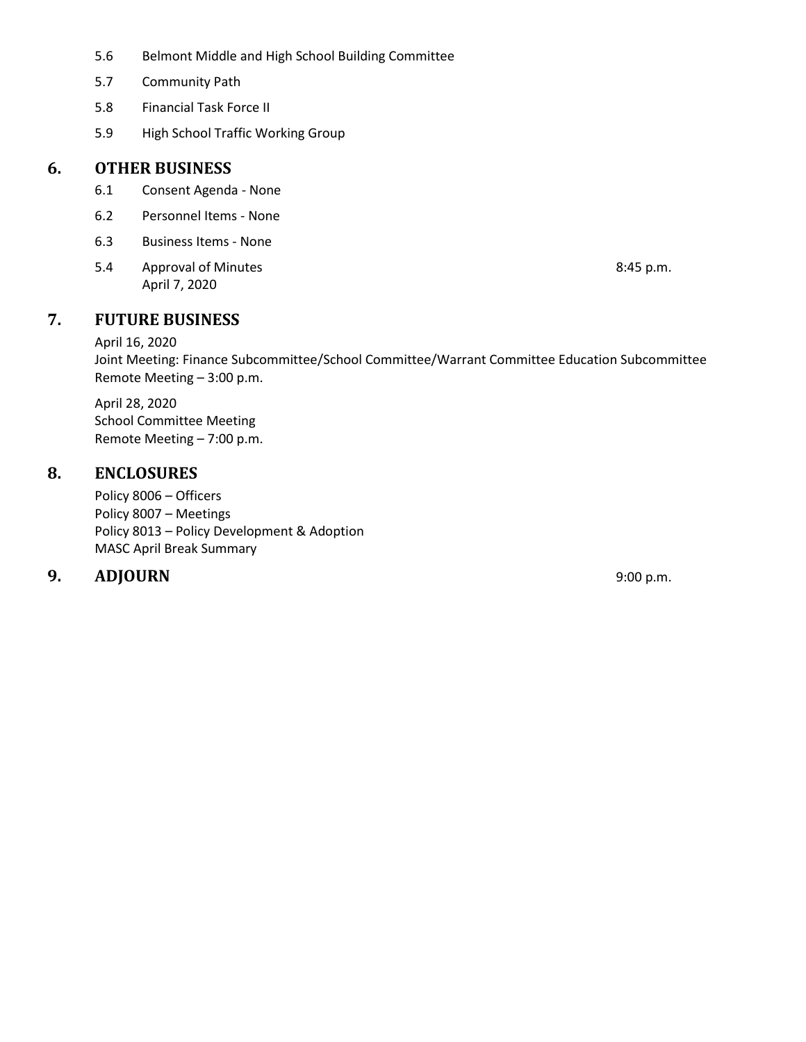5.6 Belmont Middle and High School Building Committee

5.7 Community Path

5.8 Financial Task Force II

5.9 High School Traffic Working Group

## 6. OTHER BUSINESS

6.1 Consent Agenda - None

6.2 Personnel Items - None

6.3 Business Items - None

5.4 Approval of Minutes 8:45 p.m.
April 7, 2020

## 7. FUTURE BUSINESS

April 16, 2020
Joint Meeting: Finance Subcommittee/School Committee/Warrant Committee Education Subcommittee
Remote Meeting – 3:00 p.m.

April 28, 2020
School Committee Meeting
Remote Meeting – 7:00 p.m.

## 8. ENCLOSURES

Policy 8006 – Officers
Policy 8007 – Meetings
Policy 8013 – Policy Development & Adoption
MASC April Break Summary

## 9. ADJOURN 9:00 p.m.